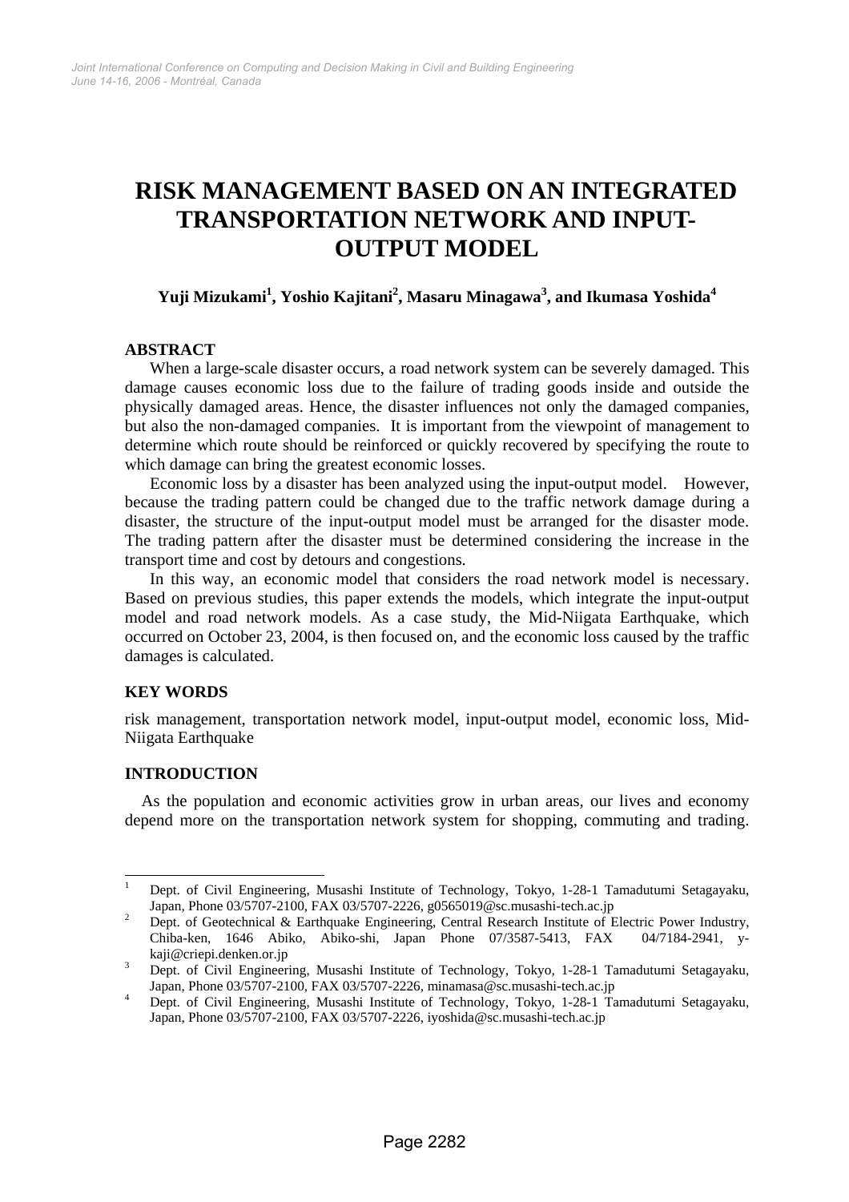# RISK MANAGEMENT BASED ON AN INTEGRATED TRANSPORTATION NETWORK AND INPUT-OUTPUT MODEL

**Yuji Mizukami[1], Yoshio Kajitani[2], Masaru Minagawa[3], and Ikumasa Yoshida[4]**

## ABSTRACT

When a large-scale disaster occurs, a road network system can be severely damaged. This damage causes economic loss due to the failure of trading goods inside and outside the physically damaged areas. Hence, the disaster influences not only the damaged companies, but also the non-damaged companies. It is important from the viewpoint of management to determine which route should be reinforced or quickly recovered by specifying the route to which damage can bring the greatest economic losses.

Economic loss by a disaster has been analyzed using the input-output model. However, because the trading pattern could be changed due to the traffic network damage during a disaster, the structure of the input-output model must be arranged for the disaster mode. The trading pattern after the disaster must be determined considering the increase in the transport time and cost by detours and congestions.

In this way, an economic model that considers the road network model is necessary. Based on previous studies, this paper extends the models, which integrate the input-output model and road network models. As a case study, the Mid-Niigata Earthquake, which occurred on October 23, 2004, is then focused on, and the economic loss caused by the traffic damages is calculated.

## KEY WORDS

risk management, transportation network model, input-output model, economic loss, Mid-Niigata Earthquake

## INTRODUCTION

As the population and economic activities grow in urban areas, our lives and economy depend more on the transportation network system for shopping, commuting and trading.

---

[1] Dept. of Civil Engineering, Musashi Institute of Technology, Tokyo, 1-28-1 Tamadutumi Setagayaku, Japan, Phone 03/5707-2100, FAX 03/5707-2226, g0565019@sc.musashi-tech.ac.jp

[2] Dept. of Geotechnical & Earthquake Engineering, Central Research Institute of Electric Power Industry, Chiba-ken, 1646 Abiko, Abiko-shi, Japan Phone 07/3587-5413, FAX 04/7184-2941, y-kaji@criepi.denken.or.jp

[3] Dept. of Civil Engineering, Musashi Institute of Technology, Tokyo, 1-28-1 Tamadutumi Setagayaku, Japan, Phone 03/5707-2100, FAX 03/5707-2226, minamasa@sc.musashi-tech.ac.jp

[4] Dept. of Civil Engineering, Musashi Institute of Technology, Tokyo, 1-28-1 Tamadutumi Setagayaku, Japan, Phone 03/5707-2100, FAX 03/5707-2226, iyoshida@sc.musashi-tech.ac.jp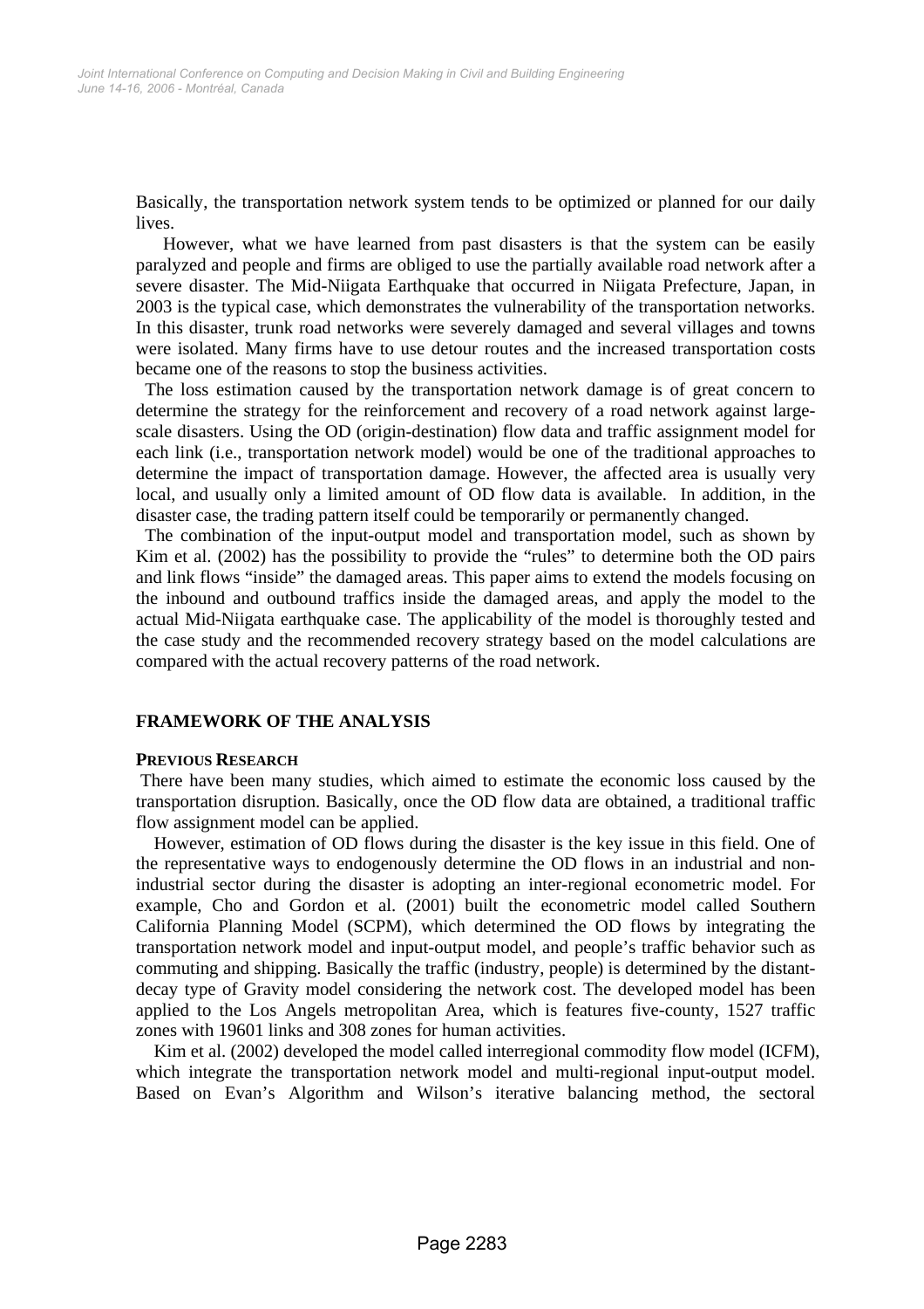Basically, the transportation network system tends to be optimized or planned for our daily lives.

However, what we have learned from past disasters is that the system can be easily paralyzed and people and firms are obliged to use the partially available road network after a severe disaster. The Mid-Niigata Earthquake that occurred in Niigata Prefecture, Japan, in 2003 is the typical case, which demonstrates the vulnerability of the transportation networks. In this disaster, trunk road networks were severely damaged and several villages and towns were isolated. Many firms have to use detour routes and the increased transportation costs became one of the reasons to stop the business activities.

The loss estimation caused by the transportation network damage is of great concern to determine the strategy for the reinforcement and recovery of a road network against large-scale disasters. Using the OD (origin-destination) flow data and traffic assignment model for each link (i.e., transportation network model) would be one of the traditional approaches to determine the impact of transportation damage. However, the affected area is usually very local, and usually only a limited amount of OD flow data is available. In addition, in the disaster case, the trading pattern itself could be temporarily or permanently changed.

The combination of the input-output model and transportation model, such as shown by Kim et al. (2002) has the possibility to provide the "rules" to determine both the OD pairs and link flows "inside" the damaged areas. This paper aims to extend the models focusing on the inbound and outbound traffics inside the damaged areas, and apply the model to the actual Mid-Niigata earthquake case. The applicability of the model is thoroughly tested and the case study and the recommended recovery strategy based on the model calculations are compared with the actual recovery patterns of the road network.

## FRAMEWORK OF THE ANALYSIS

### PREVIOUS RESEARCH

There have been many studies, which aimed to estimate the economic loss caused by the transportation disruption. Basically, once the OD flow data are obtained, a traditional traffic flow assignment model can be applied.

However, estimation of OD flows during the disaster is the key issue in this field. One of the representative ways to endogenously determine the OD flows in an industrial and non-industrial sector during the disaster is adopting an inter-regional econometric model. For example, Cho and Gordon et al. (2001) built the econometric model called Southern California Planning Model (SCPM), which determined the OD flows by integrating the transportation network model and input-output model, and people's traffic behavior such as commuting and shipping. Basically the traffic (industry, people) is determined by the distant-decay type of Gravity model considering the network cost. The developed model has been applied to the Los Angels metropolitan Area, which is features five-county, 1527 traffic zones with 19601 links and 308 zones for human activities.

Kim et al. (2002) developed the model called interregional commodity flow model (ICFM), which integrate the transportation network model and multi-regional input-output model. Based on Evan's Algorithm and Wilson's iterative balancing method, the sectoral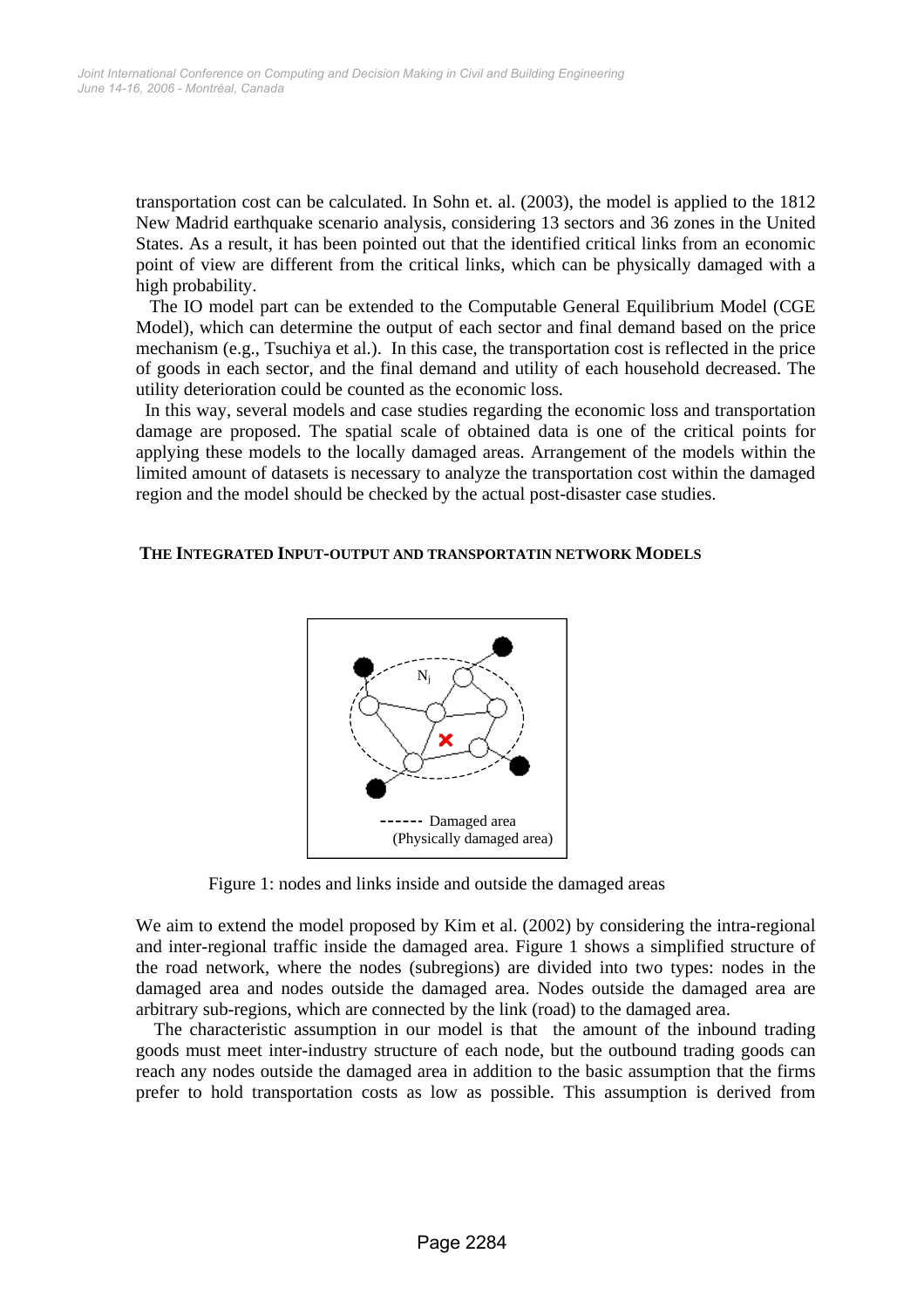transportation cost can be calculated. In Sohn et. al. (2003), the model is applied to the 1812 New Madrid earthquake scenario analysis, considering 13 sectors and 36 zones in the United States. As a result, it has been pointed out that the identified critical links from an economic point of view are different from the critical links, which can be physically damaged with a high probability.

The IO model part can be extended to the Computable General Equilibrium Model (CGE Model), which can determine the output of each sector and final demand based on the price mechanism (e.g., Tsuchiya et al.). In this case, the transportation cost is reflected in the price of goods in each sector, and the final demand and utility of each household decreased. The utility deterioration could be counted as the economic loss.

In this way, several models and case studies regarding the economic loss and transportation damage are proposed. The spatial scale of obtained data is one of the critical points for applying these models to the locally damaged areas. Arrangement of the models within the limited amount of datasets is necessary to analyze the transportation cost within the damaged region and the model should be checked by the actual post-disaster case studies.

## THE INTEGRATED INPUT-OUTPUT AND TRANSPORTATIN NETWORK MODELS

$N_j$

------ Damaged area
(Physically damaged area)

Figure 1: nodes and links inside and outside the damaged areas

We aim to extend the model proposed by Kim et al. (2002) by considering the intra-regional and inter-regional traffic inside the damaged area. Figure 1 shows a simplified structure of the road network, where the nodes (subregions) are divided into two types: nodes in the damaged area and nodes outside the damaged area. Nodes outside the damaged area are arbitrary sub-regions, which are connected by the link (road) to the damaged area.

The characteristic assumption in our model is that the amount of the inbound trading goods must meet inter-industry structure of each node, but the outbound trading goods can reach any nodes outside the damaged area in addition to the basic assumption that the firms prefer to hold transportation costs as low as possible. This assumption is derived from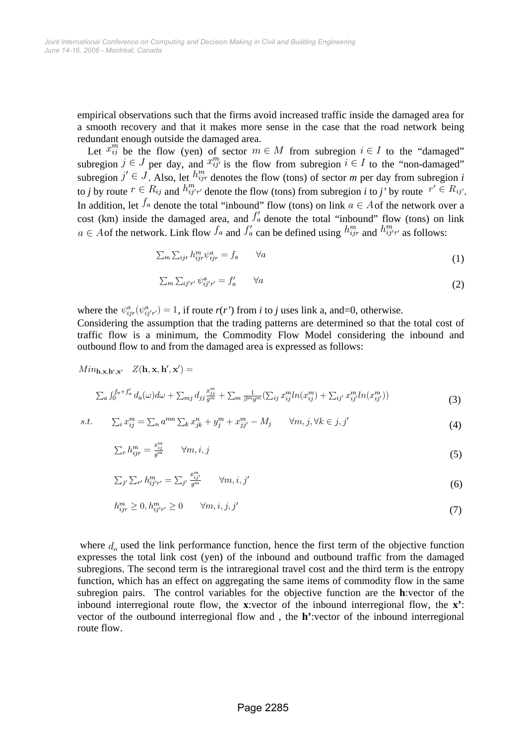empirical observations such that the firms avoid increased traffic inside the damaged area for a smooth recovery and that it makes more sense in the case that the road network being redundant enough outside the damaged area.

Let $x_{ij}^m$ be the flow (yen) of sector $m \in M$ from subregion $i \in I$ to the "damaged" subregion $j \in J$ per day, and $x_{ij'}^m$ is the flow from subregion $i \in I$ to the "non-damaged" subregion $j' \in J$. Also, let $h_{ijr}^m$ denotes the flow (tons) of sector *m* per day from subregion *i* to *j* by route $r \in R_{ij}$ and $h_{ij'r'}^m$ denote the flow (tons) from subregion *i* to *j'* by route $r' \in R_{ij'}$. In addition, let $f_a$ denote the total "inbound" flow (tons) on link $a \in A$ of the network over a cost (km) inside the damaged area, and $f'_a$ denote the total "inbound" flow (tons) on link $a \in A$ of the network. Link flow $f_a$ and $f'_a$ can be defined using $h_{ijr}^m$ and $h_{ij'r'}^m$ as follows:

$$\sum_m \sum_{ijr} h_{ijr}^m \psi_{ijr}^a = f_a \qquad \forall a \tag{1}$$

$$\sum_m \sum_{ij'r'} \psi_{ij'r'}^a = f'_a \qquad \forall a \tag{2}$$

where the $\psi_{ijr}^a (\psi_{ij'r'}^a) = 1$, if route *r*(*r'*) from *i* to *j* uses link a, and=0, otherwise.

Considering the assumption that the trading patterns are determined so that the total cost of traffic flow is a minimum, the Commodity Flow Model considering the inbound and outbound flow to and from the damaged area is expressed as follows:

$$Min_{\mathbf{h},\mathbf{x},\mathbf{h}',\mathbf{x}'} \quad Z(\mathbf{h},\mathbf{x},\mathbf{h}',\mathbf{x}') =$$

$$\sum_a \int_0^{f_a + f'_a} d_a(\omega) d\omega + \sum_{mj} d_{jj} \frac{x_{jj}^m}{g^m} + \sum_m \frac{1}{\beta^m g^m} \left( \sum_{ij} x_{ij}^m ln(x_{ij}^m) + \sum_{ij'} x_{ij'}^m ln(x_{ij'}^m) \right) \tag{3}$$

$$s.t. \qquad \sum_i x_{ij}^m = \sum_n a^{mn} \sum_k x_{jk}^n + y_j^m + x_{jj'}^m - M_j \qquad \forall m, j, \forall k \in j, j' \tag{4}$$

$$\sum_r h_{ijr}^m = \frac{x_{ij}^m}{g^m} \qquad \forall m, i, j \tag{5}$$

$$\sum_{j'} \sum_{r'} h_{ij'r'}^m = \sum_{j'} \frac{x_{ij'}^m}{g^m} \qquad \forall m, i, j' \tag{6}$$

$$h_{ijr}^m \geq 0, h_{ij'r'}^m \geq 0 \qquad \forall m, i, j, j' \tag{7}$$

where $d_a$ used the link performance function, hence the first term of the objective function expresses the total link cost (yen) of the inbound and outbound traffic from the damaged subregions. The second term is the intraregional travel cost and the third term is the entropy function, which has an effect on aggregating the same items of commodity flow in the same subregion pairs. The control variables for the objective function are the **h**:vector of the inbound interregional route flow, the **x**:vector of the inbound interregional flow, the **x'**: vector of the outbound interregional flow and , the **h'**:vector of the inbound interregional route flow.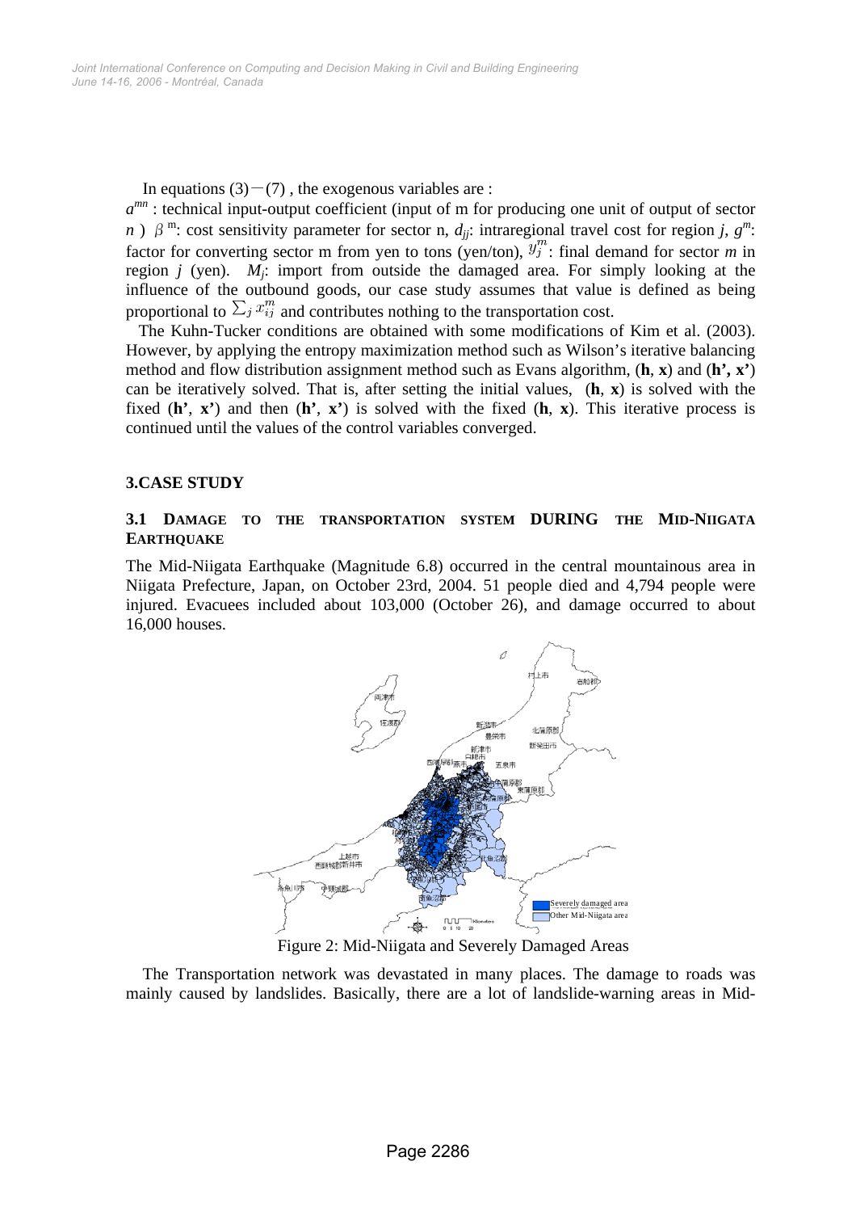In equations (3)－(7) , the exogenous variables are :

$a^{mn}$ : technical input-output coefficient (input of m for producing one unit of output of sector *n* ) $\beta^{m}$: cost sensitivity parameter for sector n, $d_{jj}$: intraregional travel cost for region *j*, $g^{m}$: factor for converting sector m from yen to tons (yen/ton), $y_j^m$ : final demand for sector *m* in region *j* (yen). $M_j$: import from outside the damaged area. For simply looking at the influence of the outbound goods, our case study assumes that value is defined as being proportional to $\sum_j x_{ij}^m$ and contributes nothing to the transportation cost.

The Kuhn-Tucker conditions are obtained with some modifications of Kim et al. (2003). However, by applying the entropy maximization method such as Wilson's iterative balancing method and flow distribution assignment method such as Evans algorithm, (**h**, **x**) and (**h', x'**) can be iteratively solved. That is, after setting the initial values, (**h**, **x**) is solved with the fixed (**h'**, **x'**) and then (**h'**, **x'**) is solved with the fixed (**h**, **x**). This iterative process is continued until the values of the control variables converged.

## 3.CASE STUDY

### 3.1 DAMAGE TO THE TRANSPORTATION SYSTEM DURING THE MID-NIIGATA EARTHQUAKE

The Mid-Niigata Earthquake (Magnitude 6.8) occurred in the central mountainous area in Niigata Prefecture, Japan, on October 23rd, 2004. 51 people died and 4,794 people were injured. Evacuees included about 103,000 (October 26), and damage occurred to about 16,000 houses.

Figure 2: Mid-Niigata and Severely Damaged Areas

The Transportation network was devastated in many places. The damage to roads was mainly caused by landslides. Basically, there are a lot of landslide-warning areas in Mid-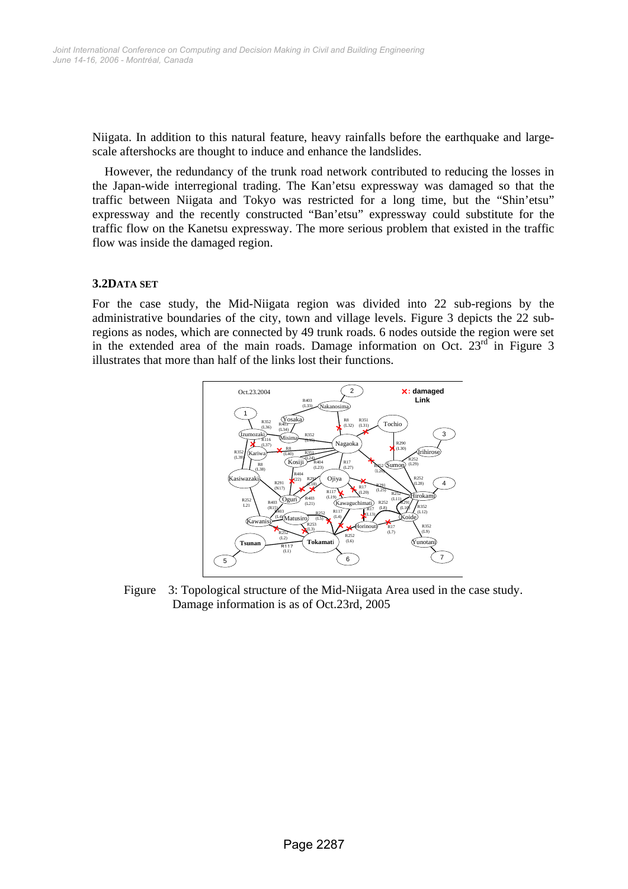Niigata. In addition to this natural feature, heavy rainfalls before the earthquake and large-scale aftershocks are thought to induce and enhance the landslides.

However, the redundancy of the trunk road network contributed to reducing the losses in the Japan-wide interregional trading. The Kan'etsu expressway was damaged so that the traffic between Niigata and Tokyo was restricted for a long time, but the "Shin'etsu" expressway and the recently constructed "Ban'etsu" expressway could substitute for the traffic flow on the Kanetsu expressway. The more serious problem that existed in the traffic flow was inside the damaged region.

### 3.2 DATA SET

For the case study, the Mid-Niigata region was divided into 22 sub-regions by the administrative boundaries of the city, town and village levels. Figure 3 depicts the 22 sub-regions as nodes, which are connected by 49 trunk roads. 6 nodes outside the region were set in the extended area of the main roads. Damage information on Oct. 23rd in Figure 3 illustrates that more than half of the links lost their functions.

Figure 3: Topological structure of the Mid-Niigata Area used in the case study. Damage information is as of Oct.23rd, 2005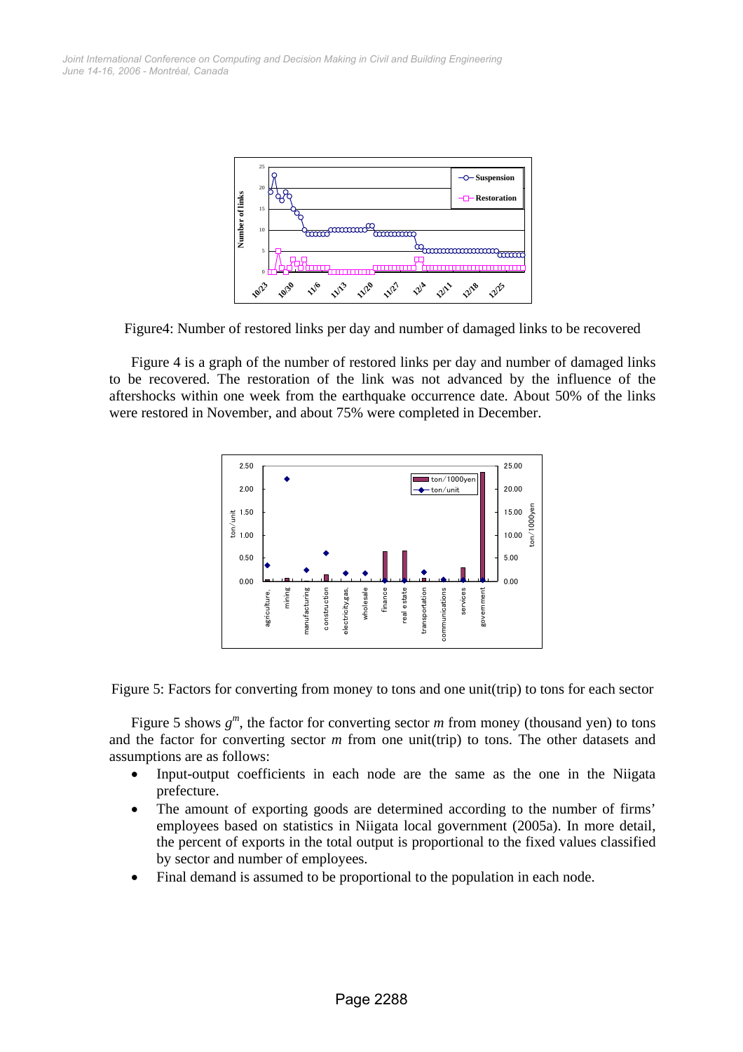Figure4: Number of restored links per day and number of damaged links to be recovered

Figure 4 is a graph of the number of restored links per day and number of damaged links to be recovered. The restoration of the link was not advanced by the influence of the aftershocks within one week from the earthquake occurrence date. About 50% of the links were restored in November, and about 75% were completed in December.

Figure 5: Factors for converting from money to tons and one unit(trip) to tons for each sector

Figure 5 shows $g^m$, the factor for converting sector $m$ from money (thousand yen) to tons and the factor for converting sector $m$ from one unit(trip) to tons. The other datasets and assumptions are as follows:

- Input-output coefficients in each node are the same as the one in the Niigata prefecture.
- The amount of exporting goods are determined according to the number of firms' employees based on statistics in Niigata local government (2005a). In more detail, the percent of exports in the total output is proportional to the fixed values classified by sector and number of employees.
- Final demand is assumed to be proportional to the population in each node.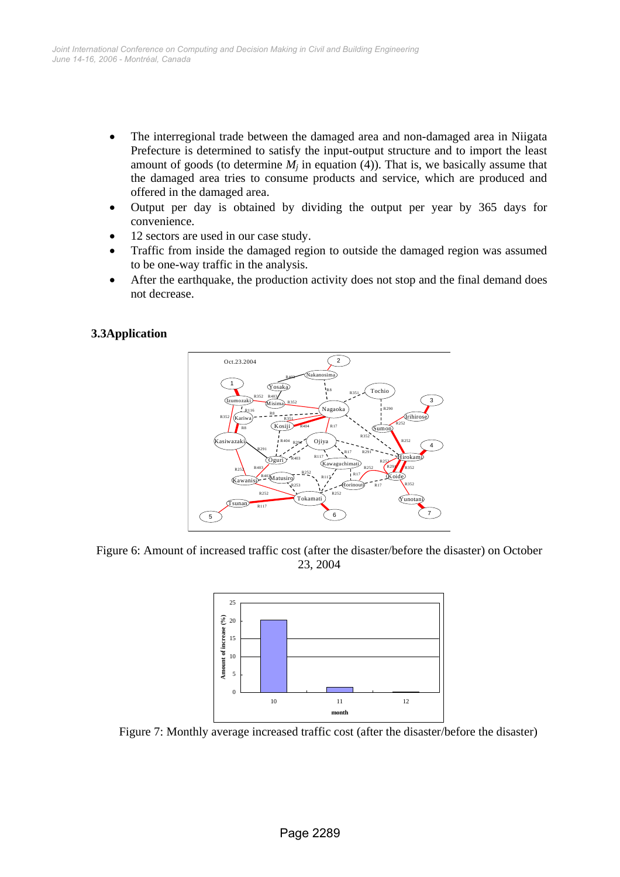- The interregional trade between the damaged area and non-damaged area in Niigata Prefecture is determined to satisfy the input-output structure and to import the least amount of goods (to determine $M_j$ in equation (4)). That is, we basically assume that the damaged area tries to consume products and service, which are produced and offered in the damaged area.
- Output per day is obtained by dividing the output per year by 365 days for convenience.
- 12 sectors are used in our case study.
- Traffic from inside the damaged region to outside the damaged region was assumed to be one-way traffic in the analysis.
- After the earthquake, the production activity does not stop and the final demand does not decrease.

### 3.3Application

Figure 6: Amount of increased traffic cost (after the disaster/before the disaster) on October 23, 2004

Figure 7: Monthly average increased traffic cost (after the disaster/before the disaster)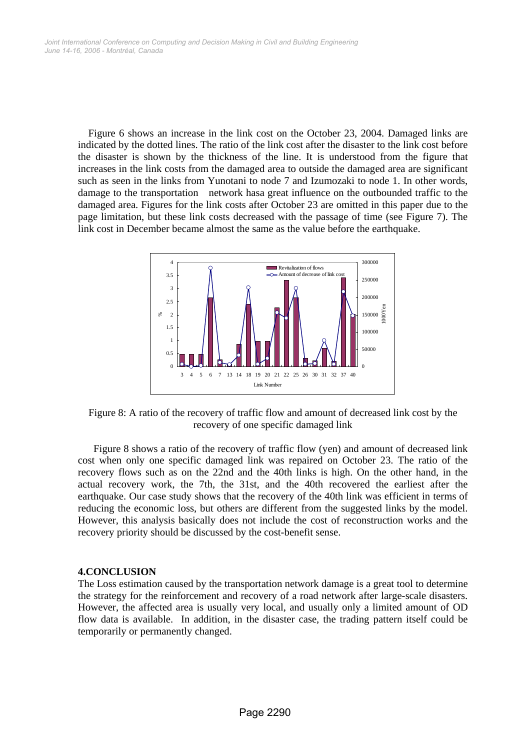Figure 6 shows an increase in the link cost on the October 23, 2004. Damaged links are indicated by the dotted lines. The ratio of the link cost after the disaster to the link cost before the disaster is shown by the thickness of the line. It is understood from the figure that increases in the link costs from the damaged area to outside the damaged area are significant such as seen in the links from Yunotani to node 7 and Izumozaki to node 1. In other words, damage to the transportation network hasa great influence on the outbounded traffic to the damaged area. Figures for the link costs after October 23 are omitted in this paper due to the page limitation, but these link costs decreased with the passage of time (see Figure 7). The link cost in December became almost the same as the value before the earthquake.

Figure 8: A ratio of the recovery of traffic flow and amount of decreased link cost by the recovery of one specific damaged link

Figure 8 shows a ratio of the recovery of traffic flow (yen) and amount of decreased link cost when only one specific damaged link was repaired on October 23. The ratio of the recovery flows such as on the 22nd and the 40th links is high. On the other hand, in the actual recovery work, the 7th, the 31st, and the 40th recovered the earliest after the earthquake. Our case study shows that the recovery of the 40th link was efficient in terms of reducing the economic loss, but others are different from the suggested links by the model. However, this analysis basically does not include the cost of reconstruction works and the recovery priority should be discussed by the cost-benefit sense.

## 4.CONCLUSION

The Loss estimation caused by the transportation network damage is a great tool to determine the strategy for the reinforcement and recovery of a road network after large-scale disasters. However, the affected area is usually very local, and usually only a limited amount of OD flow data is available. In addition, in the disaster case, the trading pattern itself could be temporarily or permanently changed.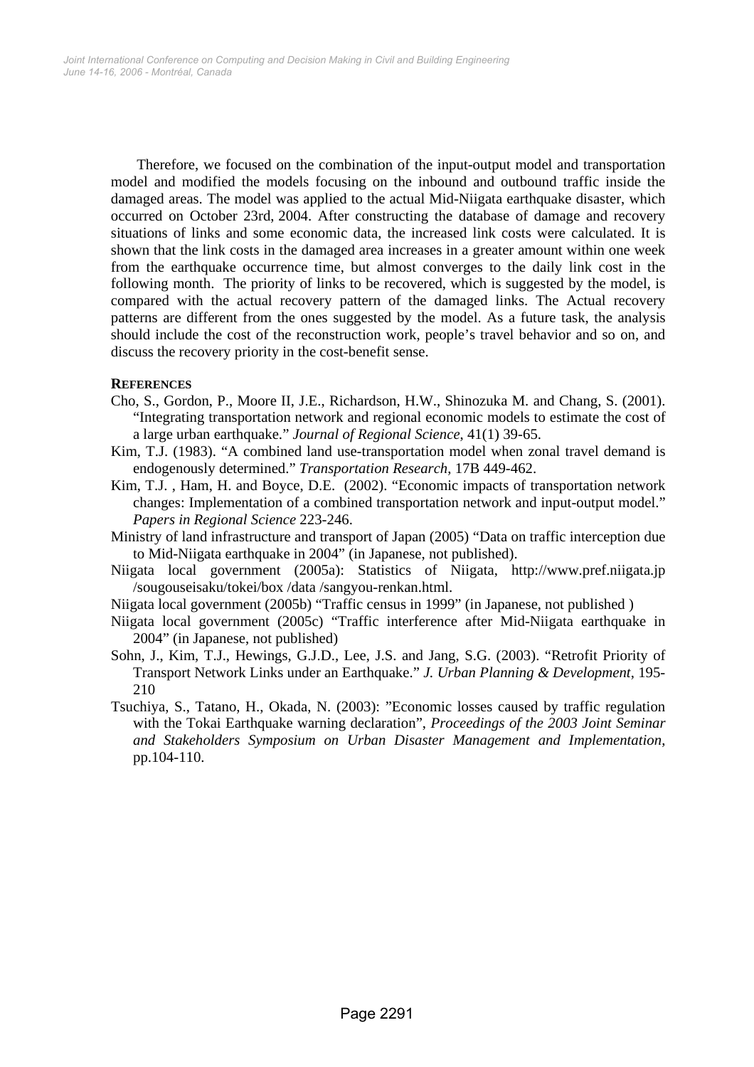Therefore, we focused on the combination of the input-output model and transportation model and modified the models focusing on the inbound and outbound traffic inside the damaged areas. The model was applied to the actual Mid-Niigata earthquake disaster, which occurred on October 23rd, 2004. After constructing the database of damage and recovery situations of links and some economic data, the increased link costs were calculated. It is shown that the link costs in the damaged area increases in a greater amount within one week from the earthquake occurrence time, but almost converges to the daily link cost in the following month. The priority of links to be recovered, which is suggested by the model, is compared with the actual recovery pattern of the damaged links. The Actual recovery patterns are different from the ones suggested by the model. As a future task, the analysis should include the cost of the reconstruction work, people's travel behavior and so on, and discuss the recovery priority in the cost-benefit sense.

**REFERENCES**

Cho, S., Gordon, P., Moore II, J.E., Richardson, H.W., Shinozuka M. and Chang, S. (2001). "Integrating transportation network and regional economic models to estimate the cost of a large urban earthquake." *Journal of Regional Science*, 41(1) 39-65.

Kim, T.J. (1983). "A combined land use-transportation model when zonal travel demand is endogenously determined." *Transportation Research*, 17B 449-462.

Kim, T.J. , Ham, H. and Boyce, D.E. (2002). "Economic impacts of transportation network changes: Implementation of a combined transportation network and input-output model." *Papers in Regional Science* 223-246.

Ministry of land infrastructure and transport of Japan (2005) "Data on traffic interception due to Mid-Niigata earthquake in 2004" (in Japanese, not published).

Niigata local government (2005a): Statistics of Niigata, http://www.pref.niigata.jp /sougouseisaku/tokei/box /data /sangyou-renkan.html.

Niigata local government (2005b) "Traffic census in 1999" (in Japanese, not published )

Niigata local government (2005c) "Traffic interference after Mid-Niigata earthquake in 2004" (in Japanese, not published)

Sohn, J., Kim, T.J., Hewings, G.J.D., Lee, J.S. and Jang, S.G. (2003). "Retrofit Priority of Transport Network Links under an Earthquake." *J. Urban Planning & Development*, 195-210

Tsuchiya, S., Tatano, H., Okada, N. (2003): "Economic losses caused by traffic regulation with the Tokai Earthquake warning declaration", *Proceedings of the 2003 Joint Seminar and Stakeholders Symposium on Urban Disaster Management and Implementation*, pp.104-110.